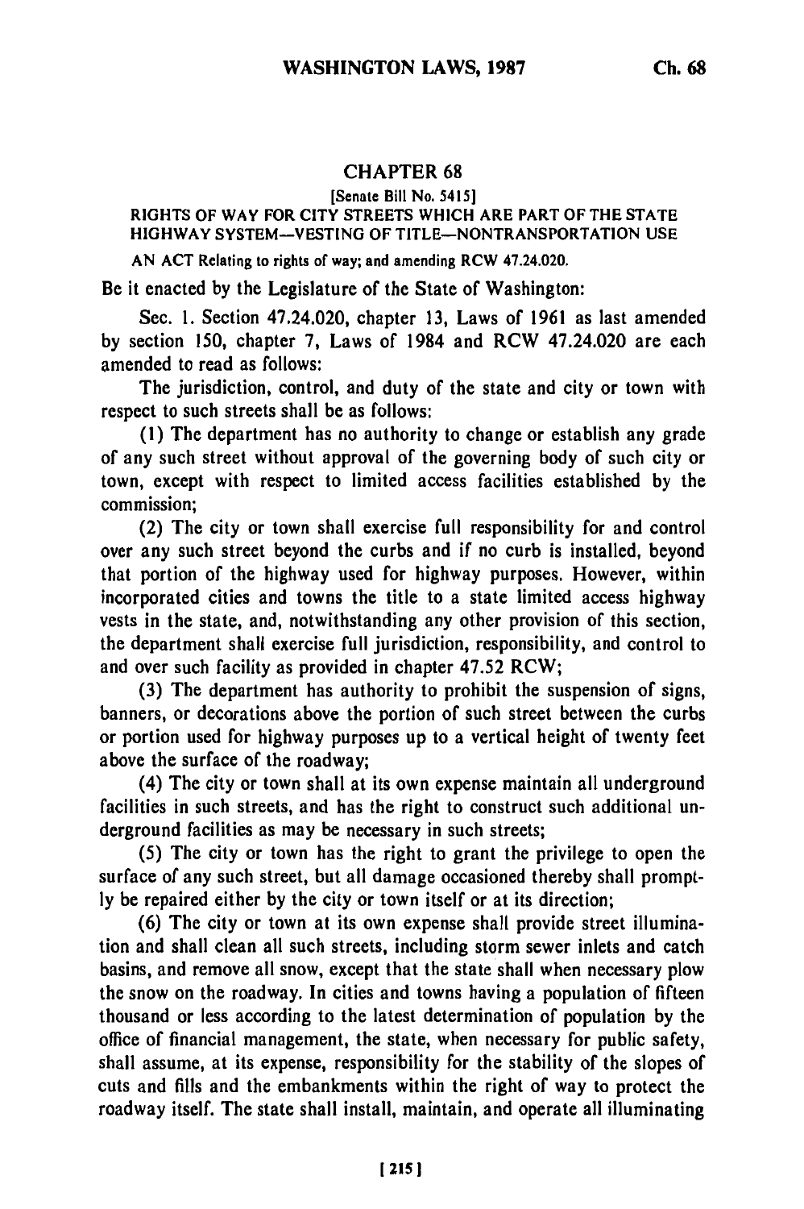## CHAPTER 68

[Senate Bill No. 5415]

RIGHTS OF WAY FOR CITY STREETS WHICH ARE PART OF THE STATE HIGHWAY SYSTEM--VESTING OF TITLE--NONTRANSPORTATION USE

AN ACT Relating to rights of way; and amending RCW 47.24.020.

Be it enacted by the Legislature of the State of Washington:

Sec. 1. Section 47.24.020, chapter 13, Laws of 1961 as last amended by section 150, chapter 7, Laws of 1984 and RCW 47.24.020 are each amended to read as follows:

The jurisdiction, control, and duty of the state and city or town with respect to such streets shall be as follows:

(1) The department has no authority to change or establish any grade of any such street without approval of the governing body of such city or town, except with respect to limited access facilities established by the commission;

(2) The city or town shall exercise full responsibility for and control over any such street beyond the curbs and if no curb is installed, beyond that portion of the highway used for highway purposes. However, within incorporated cities and towns the title to a state limited access highway vests in the state, and, notwithstanding any other provision of this section, the department shall exercise full jurisdiction, responsibility, and control to and over such facility as provided in chapter 47.52 RCW;

(3) The department has authority to prohibit the suspension of signs, banners, or decorations above the portion of such street between the curbs or portion used for highway purposes up to a vertical height of twenty feet above the surface of the roadway;

(4) The city or town shall at its own expense maintain all underground facilities in such streets, and has the right to construct such additional underground facilities as may be necessary in such streets;

(5) The city or town has the right to grant the privilege to open the surface of any such street, but all damage occasioned thereby shall promptly be repaired either by the city or town itself or at its direction;

(6) The city or town at its own expense shall provide street illumination and shall clean all such streets, including storm sewer inlets and catch basins, and remove all snow, except that the state shall when necessary plow the snow on the roadway. In cities and towns having a population of fifteen thousand or less according to the latest determination of population by the office of financial management, the state, when necessary for public safety, shall assume, at its expense, responsibility for the stability of the slopes of cuts and fills and the embankments within the right of way to protect the roadway itself. The state shall install, maintain, and operate all illuminating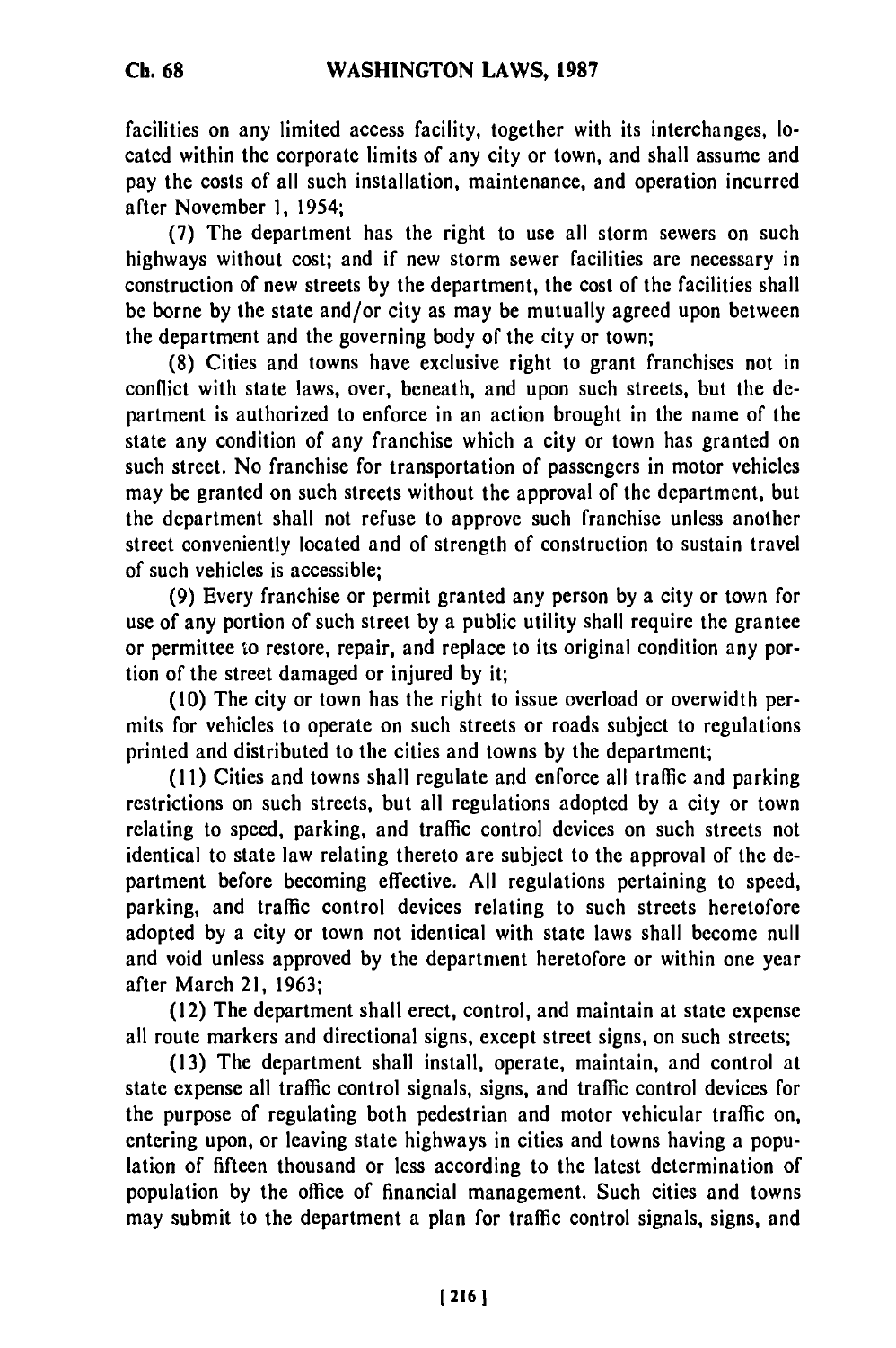facilities on any limited access facility, together with its interchanges, located within the corporate limits of any city or town, and shall assume and pay the costs of all such installation, maintenance, and operation incurred after November 1, 1954;

(7) The department has the right to use all storm sewers on such highways without cost; and if new storm sewer facilities are necessary in construction of new streets by the department, the cost of the facilities shall be borne by the state and/or city as may be mutually agreed upon between the department and the governing body of the city or town;

(8) Cities and towns have exclusive right to grant franchises not in conflict with state laws, over, beneath, and upon such streets, but the department is authorized to enforce in an action brought in the name of the state any condition of any franchise which a city or town has granted on such street. No franchise for transportation of passengers in motor vehicles may be granted on such streets without the approval of the department, but the department shall not refuse to approve such franchise unless another street conveniently located and of strength of construction to sustain travel of such vehicles is accessible;

(9) Every franchise or permit granted any person by a city or town for use of any portion of such street by a public utility shall require the grantee or permittee to restore, repair, and replace to its original condition any portion of the street damaged or injured by it;

(10) The city or town has the right to issue overload or overwidth permits for vehicles to operate on such streets or roads subject to regulations printed and distributed to the cities and towns by the department;

(11) Cities and towns shall regulate and enforce all traffic and parking restrictions on such streets, but all regulations adopted by a city or town relating to speed, parking, and traffic control devices on such streets not identical to state law relating thereto are subject to the approval of the department before becoming effective. All regulations pertaining to speed, parking, and traffic control devices relating to such streets heretofore adopted by a city or town not identical with state laws shall become null and void unless approved by the department heretofore or within one year after March 21, 1963;

(12) The department shall erect, control, and maintain at state expense all route markers and directional signs, except street signs, on such streets;

(13) The department shall install, operate, maintain, and control at state expense all traffic control signals, signs, and traffic control devices for the purpose of regulating both pedestrian and motor vehicular traffic on, entering upon, or leaving state highways in cities and towns having a population of fifteen thousand or less according to the latest determination of population by the office of financial management. Such cities and towns may submit to the department a plan for traffic control signals, signs, and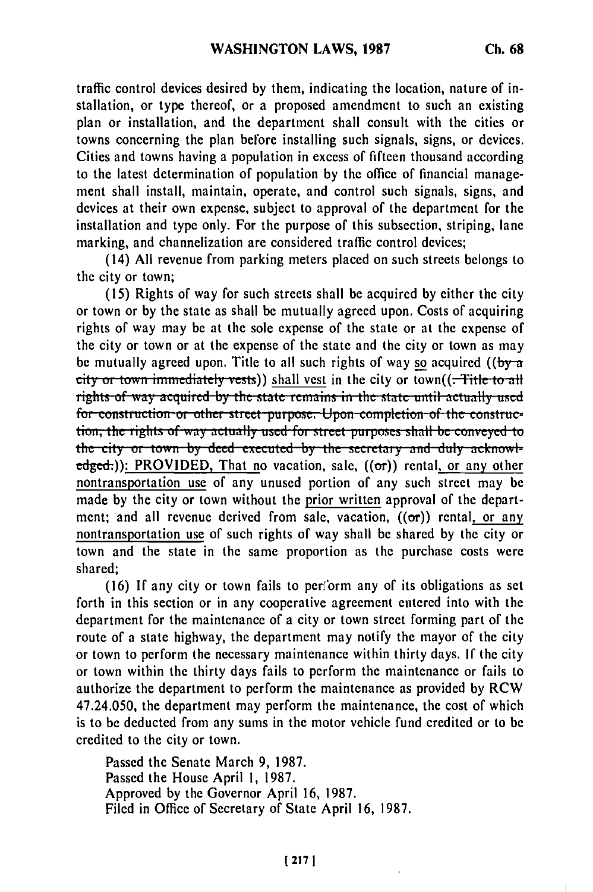traffic control devices desired by them, indicating the location, nature of installation, or type thereof, or a proposed amendment to such an existing plan or installation, and the department shall consult with the cities or towns concerning the plan before installing such signals, signs, or devices. Cities and towns having a population in excess of fifteen thousand according to the latest determination of population by the office of financial management shall install, maintain, operate, and control such signals, signs, and devices at their own expense, subject to approval of the department for the installation and type only. For the purpose of this subsection, striping, lane marking, and channelization are considered traffic control devices;

(14) All revenue from parking meters placed on such streets belongs to the city or town;

(15) Rights of way for such streets shall be acquired by either the city or town or by the state as shall be mutually agreed upon. Costs of acquiring rights of way may be at the sole expense of the state or at the expense of the city or town or at the expense of the state and the city or town as may be mutually agreed upon. Title to all such rights of way so acquired ((~~by a city or town immediately vests~~)) shall vest in the city or town((~~. Title to all rights of way acquired by the state remains in the state until actually used for construction or other street purpose. Upon completion of the construction, the rights of way actually used for street purposes shall be conveyed to the city or town by deed executed by the secretary and duly acknowledged.~~)): PROVIDED, That no vacation, sale, ((~~or~~)) rental, or any other nontransportation use of any unused portion of any such street may be made by the city or town without the prior written approval of the department; and all revenue derived from sale, vacation, ((~~or~~)) rental, or any nontransportation use of such rights of way shall be shared by the city or town and the state in the same proportion as the purchase costs were shared;

(16) If any city or town fails to perform any of its obligations as set forth in this section or in any cooperative agreement entered into with the department for the maintenance of a city or town street forming part of the route of a state highway, the department may notify the mayor of the city or town to perform the necessary maintenance within thirty days. If the city or town within the thirty days fails to perform the maintenance or fails to authorize the department to perform the maintenance as provided by RCW 47.24.050, the department may perform the maintenance, the cost of which is to be deducted from any sums in the motor vehicle fund credited or to be credited to the city or town.

Passed the Senate March 9, 1987.
Passed the House April 1, 1987.
Approved by the Governor April 16, 1987.
Filed in Office of Secretary of State April 16, 1987.